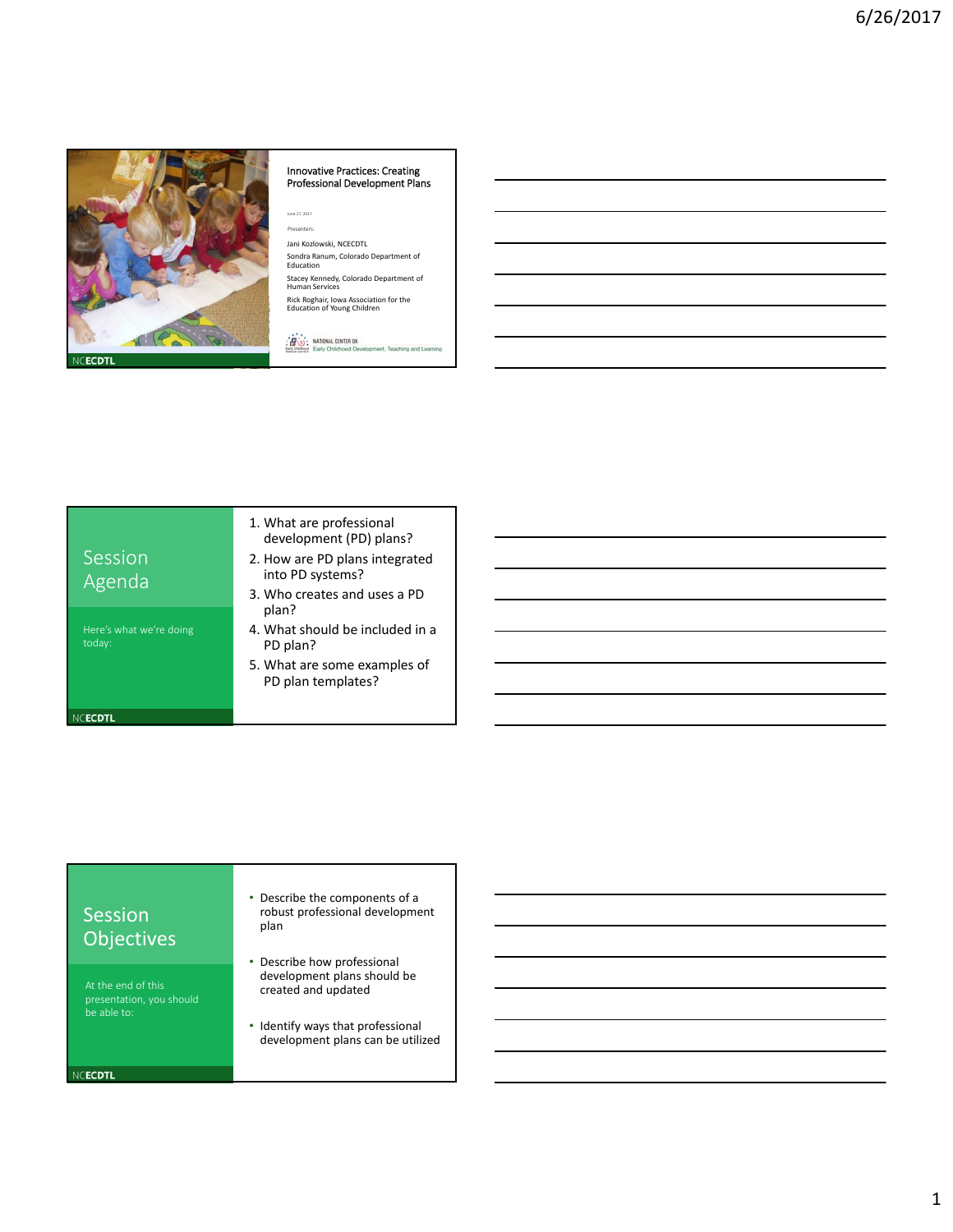## Innovative Practices: Creating Professional Development Plans

June 27, 2017

Presenters:

Jani Kozlowski, NCECDTL

Sondra Ranum, Colorado Department of Education

Stacey Kennedy, Colorado Department of Human Services

Rick Roghair, Iowa Association for the Education of Young Children

NATIONAL CENTER ON Early Childhood Development, Teaching and Learning

NCECDTL

## Session Agenda

Here's what we're doing today:

1. What are professional development (PD) plans?
2. How are PD plans integrated into PD systems?
3. Who creates and uses a PD plan?
4. What should be included in a PD plan?
5. What are some examples of PD plan templates?

NCECDTL

## Session Objectives

At the end of this presentation, you should be able to:

- Describe the components of a robust professional development plan
- Describe how professional development plans should be created and updated
- Identify ways that professional development plans can be utilized

NCECDTL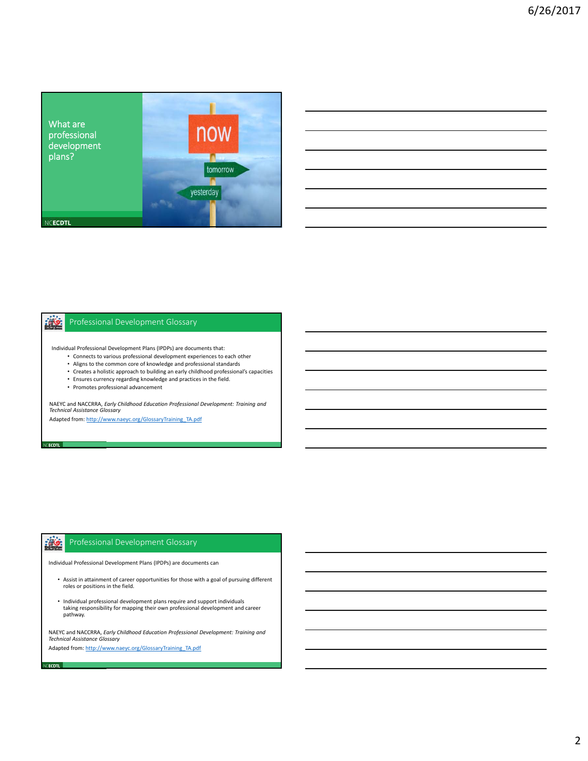## What are professional development plans?

now

tomorrow

yesterday

## Professional Development Glossary

Individual Professional Development Plans (IPDPs) are documents that:

- Connects to various professional development experiences to each other
- Aligns to the common core of knowledge and professional standards
- Creates a holistic approach to building an early childhood professional's capacities
- Ensures currency regarding knowledge and practices in the field.
- Promotes professional advancement

NAEYC and NACCRRA, *Early Childhood Education Professional Development: Training and Technical Assistance Glossary*

Adapted from: http://www.naeyc.org/GlossaryTraining_TA.pdf

## Professional Development Glossary

Individual Professional Development Plans (IPDPs) are documents can

- Assist in attainment of career opportunities for those with a goal of pursuing different roles or positions in the field.
- Individual professional development plans require and support individuals taking responsibility for mapping their own professional development and career pathway.

NAEYC and NACCRRA, *Early Childhood Education Professional Development: Training and Technical Assistance Glossary*

Adapted from: http://www.naeyc.org/GlossaryTraining_TA.pdf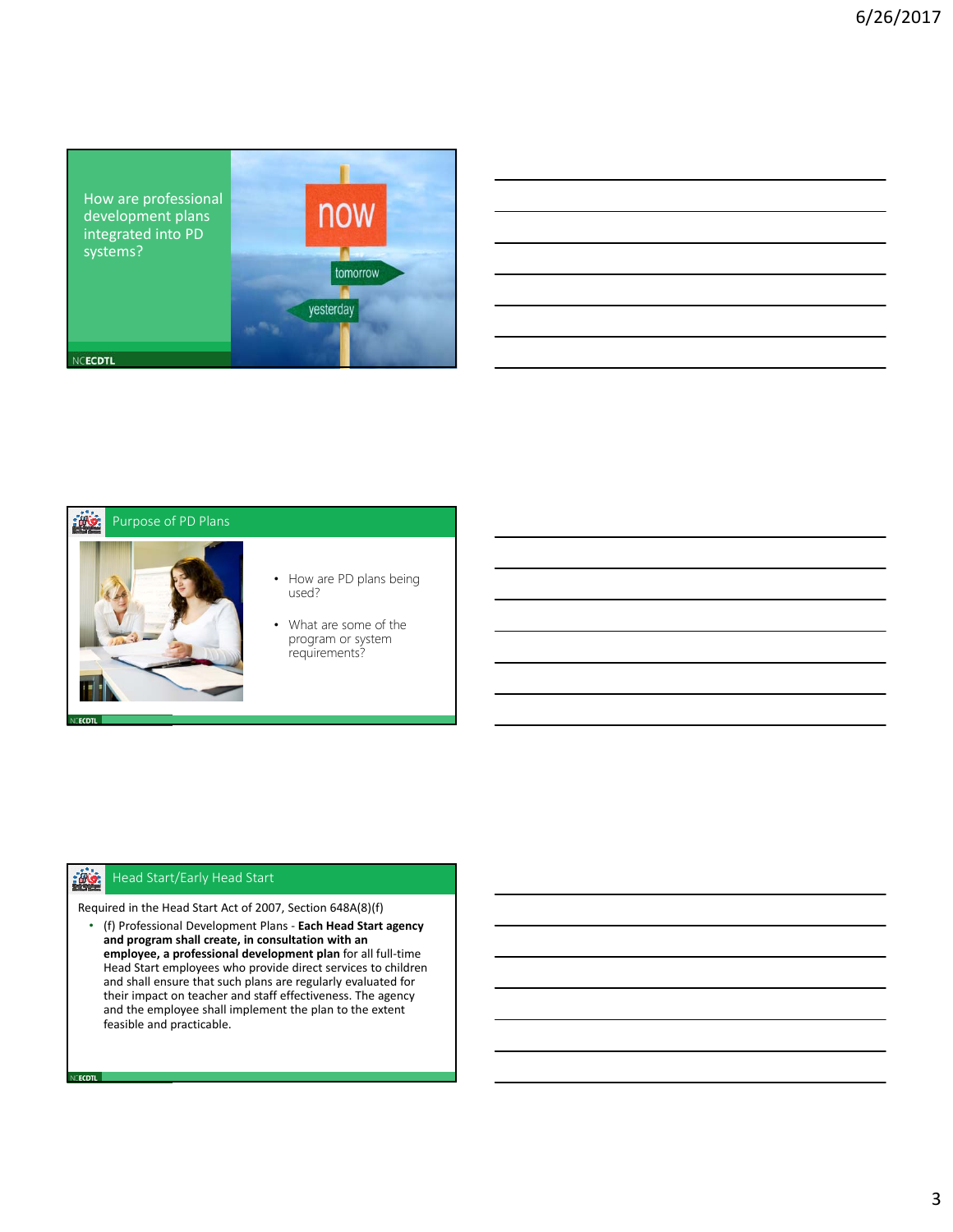## How are professional development plans integrated into PD systems?

now

tomorrow

yesterday

## Purpose of PD Plans

- How are PD plans being used?
- What are some of the program or system requirements?

## Head Start/Early Head Start

Required in the Head Start Act of 2007, Section 648A(8)(f)

- (f) Professional Development Plans - **Each Head Start agency and program shall create, in consultation with an employee, a professional development plan** for all full-time Head Start employees who provide direct services to children and shall ensure that such plans are regularly evaluated for their impact on teacher and staff effectiveness. The agency and the employee shall implement the plan to the extent feasible and practicable.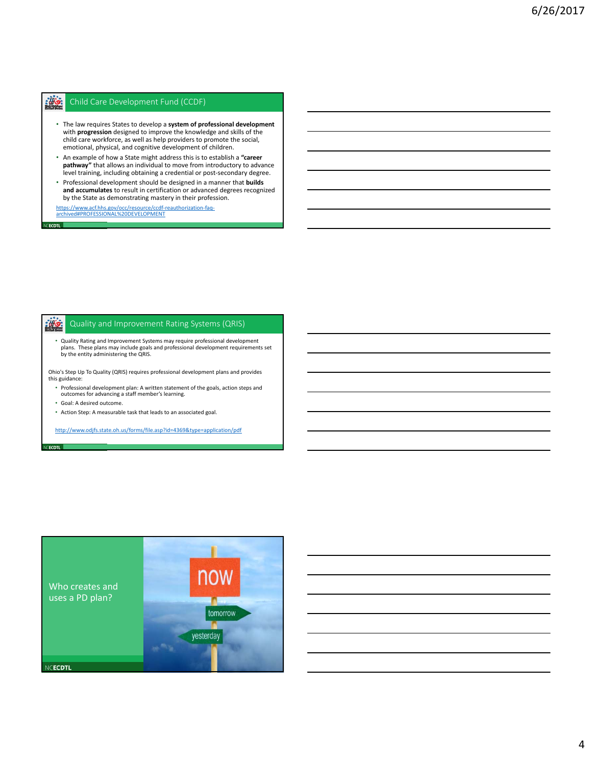## Child Care Development Fund (CCDF)

- The law requires States to develop a **system of professional development** with **progression** designed to improve the knowledge and skills of the child care workforce, as well as help providers to promote the social, emotional, physical, and cognitive development of children.
- An example of how a State might address this is to establish a **"career pathway"** that allows an individual to move from introductory to advance level training, including obtaining a credential or post-secondary degree.
- Professional development should be designed in a manner that **builds and accumulates** to result in certification or advanced degrees recognized by the State as demonstrating mastery in their profession.

https://www.acf.hhs.gov/occ/resource/ccdf-reauthorization-faq-archived#PROFESSIONAL%20DEVELOPMENT

## Quality and Improvement Rating Systems (QRIS)

- Quality Rating and Improvement Systems may require professional development plans. These plans may include goals and professional development requirements set by the entity administering the QRIS.

Ohio's Step Up To Quality (QRIS) requires professional development plans and provides this guidance:

- Professional development plan: A written statement of the goals, action steps and outcomes for advancing a staff member's learning.
- Goal: A desired outcome.
- Action Step: A measurable task that leads to an associated goal.

http://www.odjfs.state.oh.us/forms/file.asp?id=4369&type=application/pdf

## Who creates and uses a PD plan?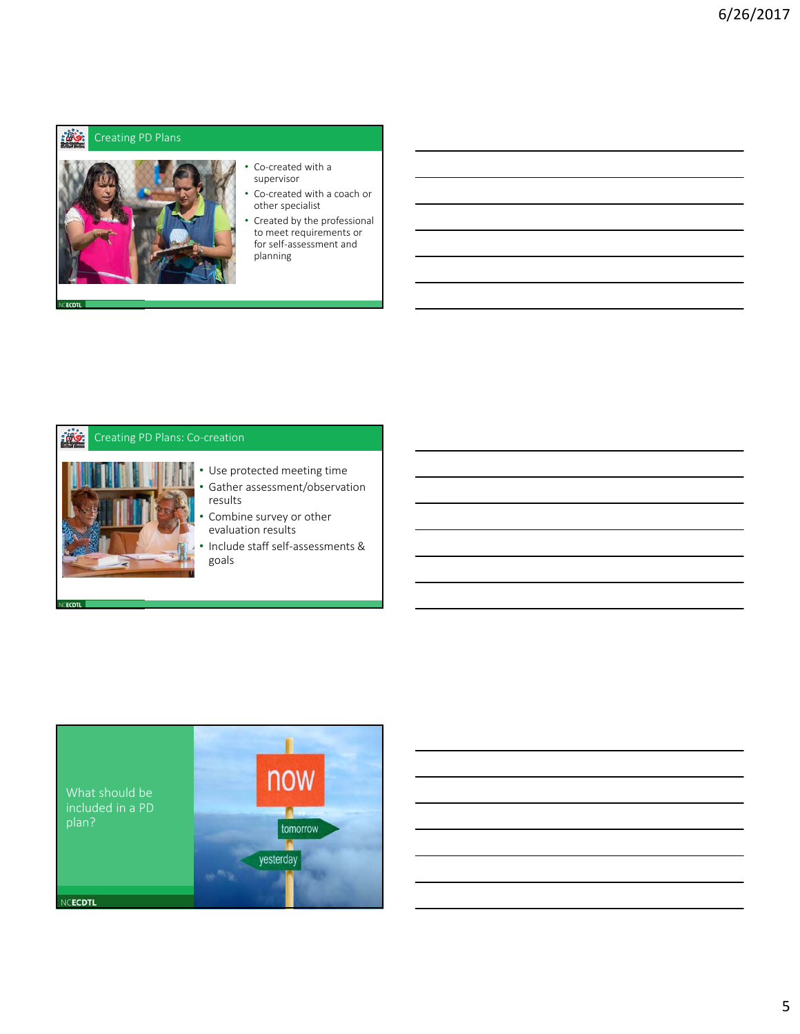## Creating PD Plans

- Co-created with a supervisor
- Co-created with a coach or other specialist
- Created by the professional to meet requirements or for self-assessment and planning

## Creating PD Plans: Co-creation

- Use protected meeting time
- Gather assessment/observation results
- Combine survey or other evaluation results
- Include staff self-assessments & goals

## What should be included in a PD plan?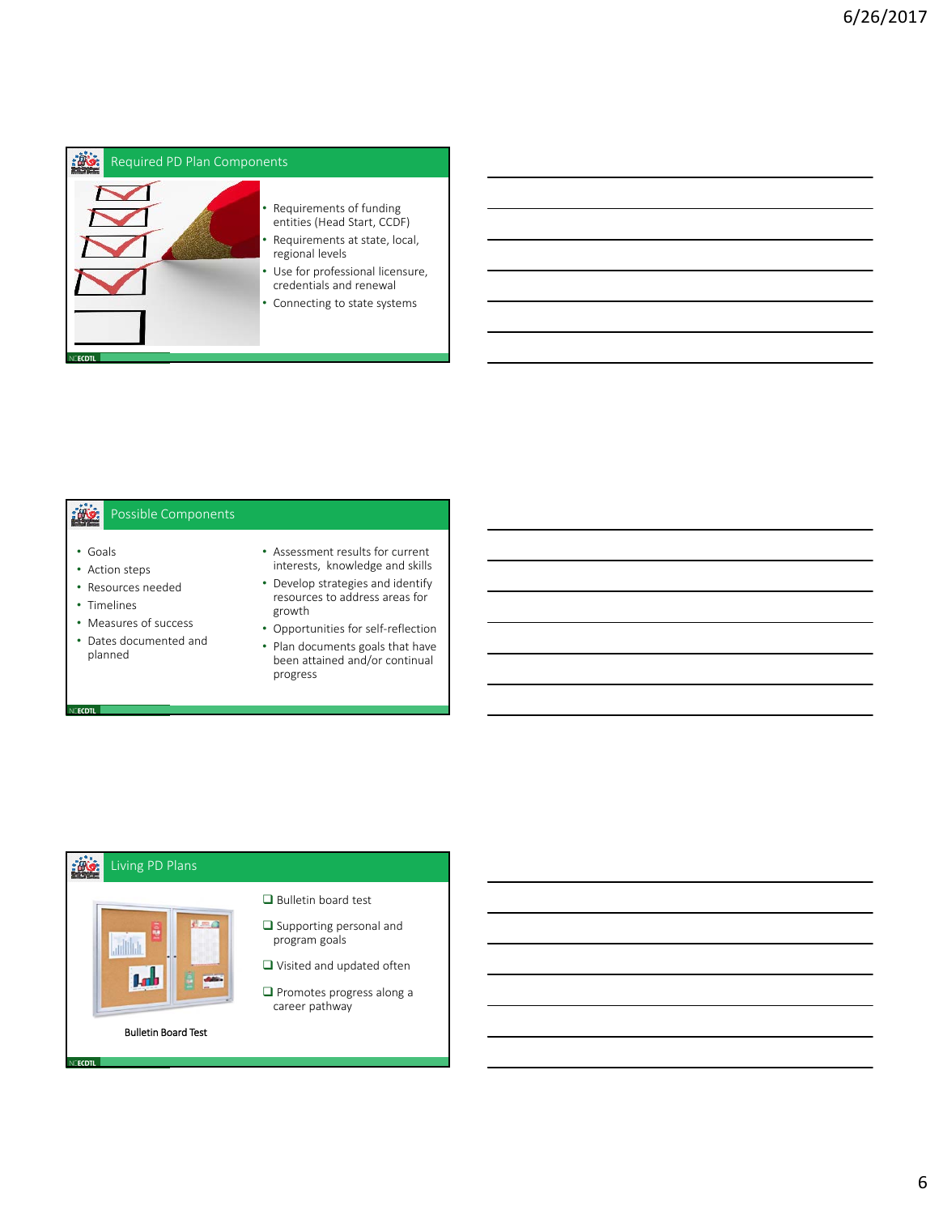## Required PD Plan Components

- Requirements of funding entities (Head Start, CCDF)
- Requirements at state, local, regional levels
- Use for professional licensure, credentials and renewal
- Connecting to state systems

## Possible Components

- Goals
- Action steps
- Resources needed
- Timelines
- Measures of success
- Dates documented and planned
- Assessment results for current interests, knowledge and skills
- Develop strategies and identify resources to address areas for growth
- Opportunities for self-reflection
- Plan documents goals that have been attained and/or continual progress

## Living PD Plans

- ❑ Bulletin board test
- ❑ Supporting personal and program goals
- ❑ Visited and updated often
- ❑ Promotes progress along a career pathway

Bulletin Board Test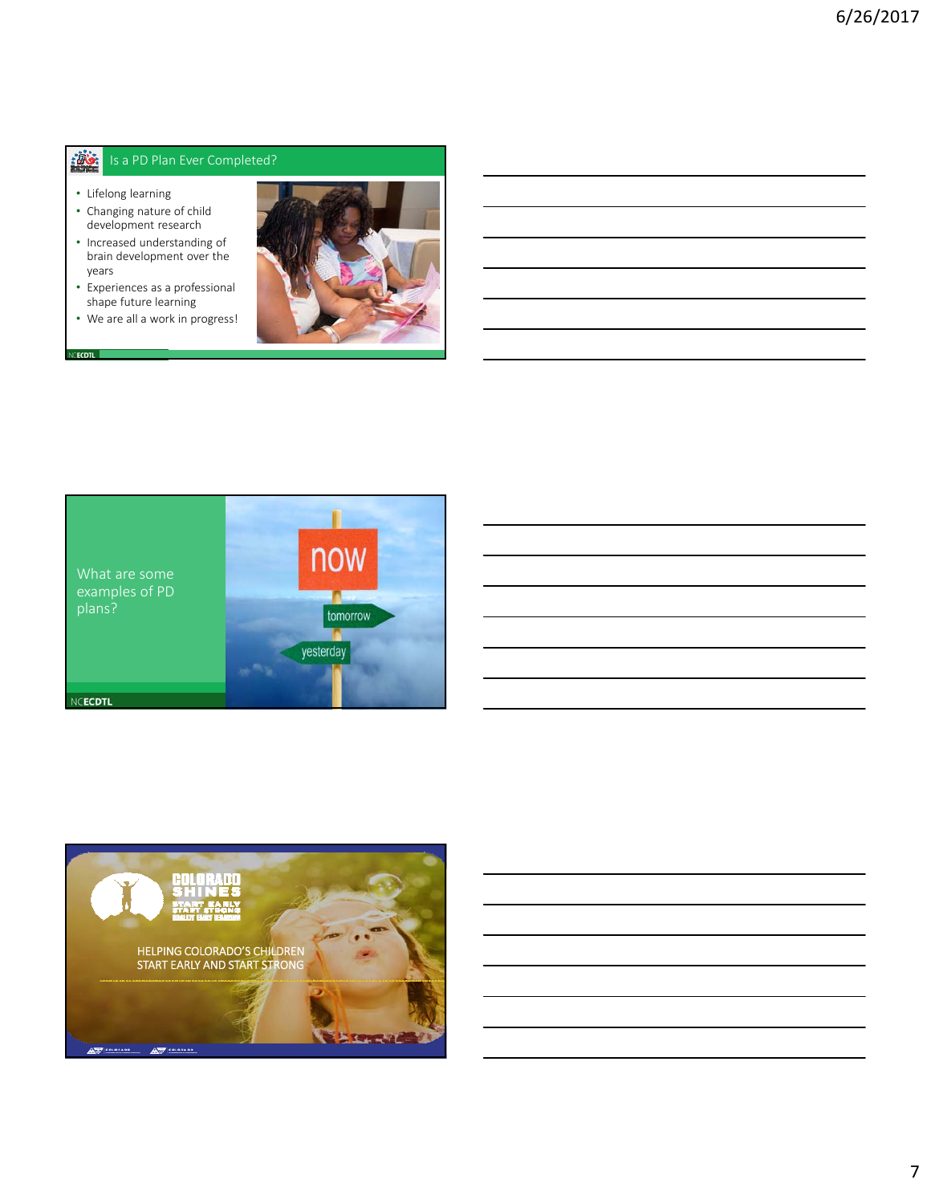## Is a PD Plan Ever Completed?

- Lifelong learning
- Changing nature of child development research
- Increased understanding of brain development over the years
- Experiences as a professional shape future learning
- We are all a work in progress!

NCECDTL

What are some examples of PD plans?

now

tomorrow

yesterday

NCECDTL

COLORADO SHINES

START EARLY START STRONG

HELPING COLORADO'S CHILDREN START EARLY AND START STRONG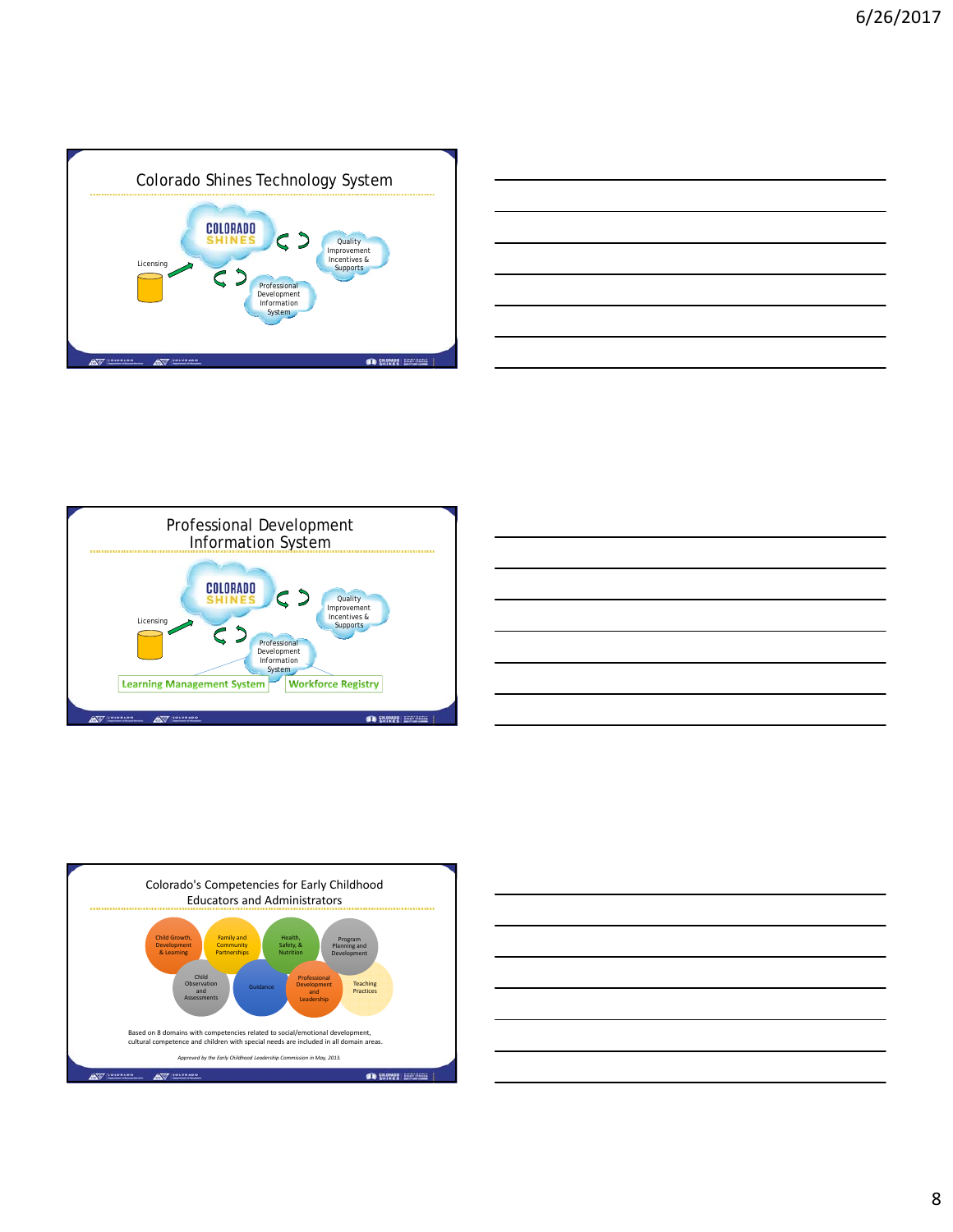## Colorado Shines Technology System

COLORADO SHINES

Licensing

Quality Improvement Incentives & Supports

Professional Development Information System

## Professional Development Information System

COLORADO SHINES

Licensing

Quality Improvement Incentives & Supports

Professional Development Information System

Learning Management System

Workforce Registry

## Colorado's Competencies for Early Childhood Educators and Administrators

- Child Growth, Development & Learning
- Family and Community Partnerships
- Health, Safety, & Nutrition
- Program Planning and Development
- Child Observation and Assessments
- Guidance
- Professional Development and Leadership
- Teaching Practices

Based on 8 domains with competencies related to social/emotional development, cultural competence and children with special needs are included in all domain areas.

*Approved by the Early Childhood Leadership Commission in May, 2013.*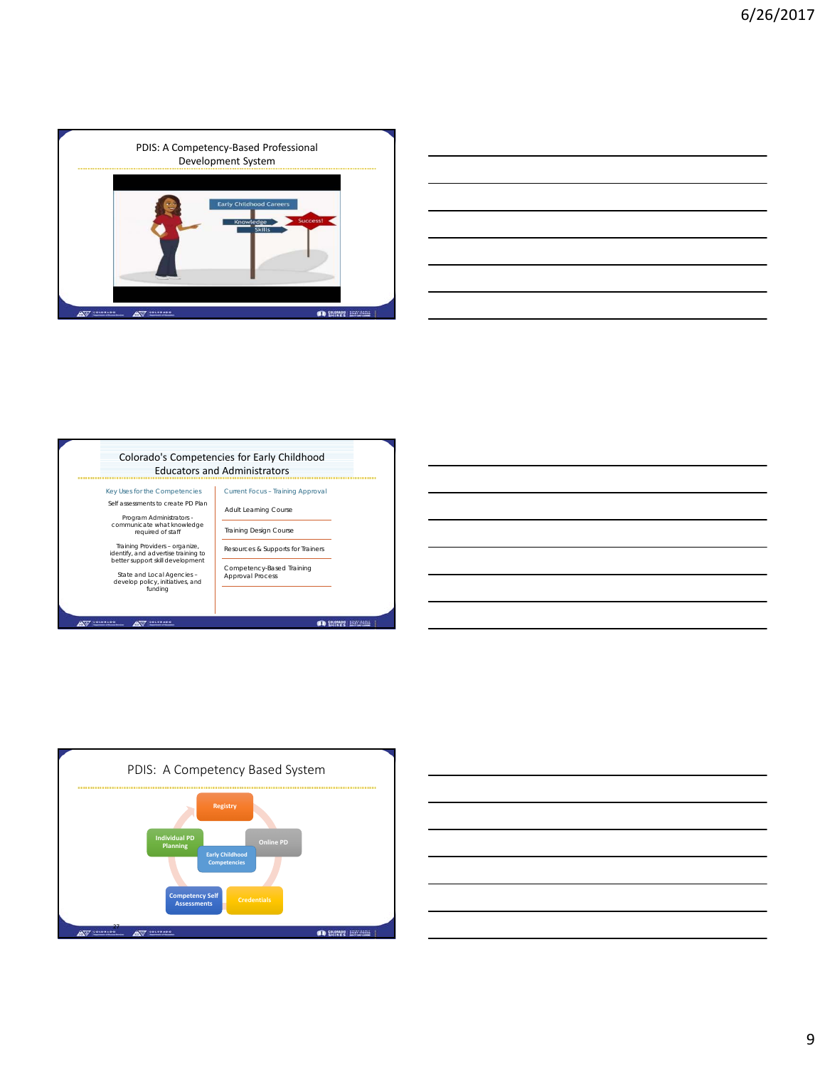## PDIS: A Competency-Based Professional Development System

Early Childhood Careers

Knowledge

Skills

Success!

## Colorado's Competencies for Early Childhood Educators and Administrators

**Key Uses for the Competencies**

Self assessments to create PD Plan

Program Administrators - communicate what knowledge required of staff

Training Providers - organize, identify, and advertise training to better support skill development

State and Local Agencies - develop policy, initiatives, and funding

**Current Focus – Training Approval**

- Adult Learning Course
- Training Design Course
- Resources & Supports for Trainers
- Competency-Based Training Approval Process

## PDIS: A Competency Based System

- Registry
- Online PD
- Credentials
- Competency Self Assessments
- Individual PD Planning
- Early Childhood Competencies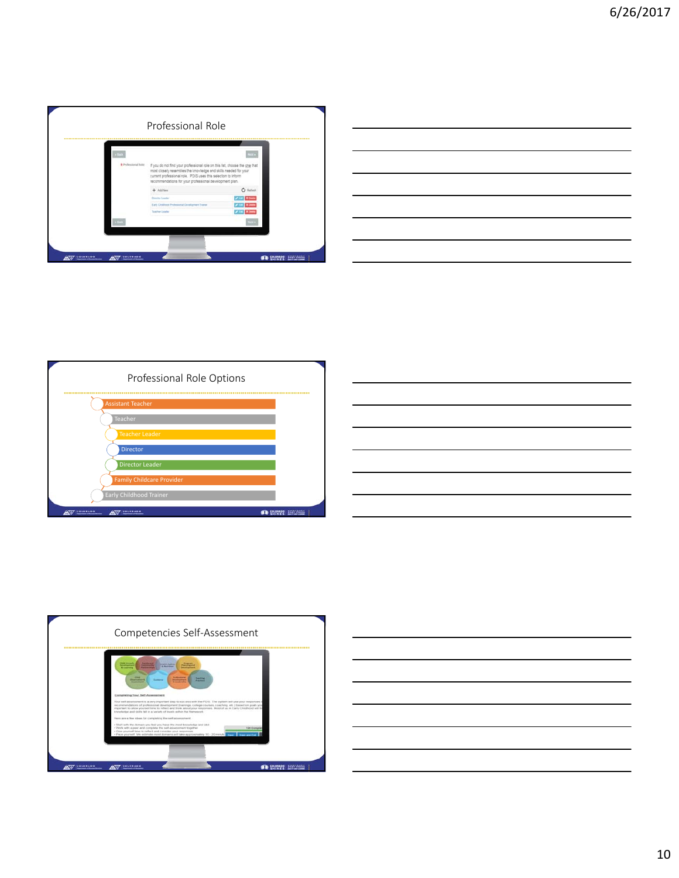## Professional Role

If you do not find your professional role on this list, choose the one that most closely resembles the knowledge and skills needed for your current professional role. PDIS uses this selection to inform recommendations for your professional development plan.

## Professional Role Options

- Assistant Teacher
- Teacher
- Teacher Leader
- Director
- Director Leader
- Family Childcare Provider
- Early Childhood Trainer

## Competencies Self-Assessment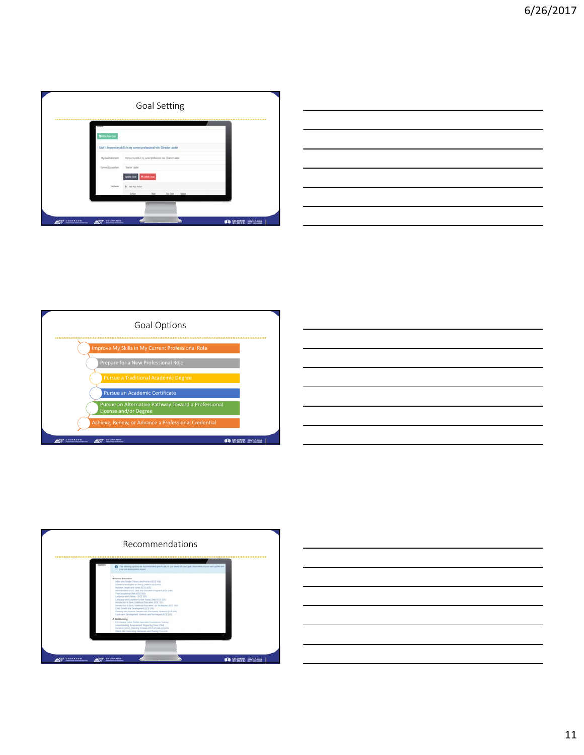## Goal Setting

Add a New Goal

Goal 1: Improve my skills in my current professional role - Director Leader

My Goal Statement: Improve my skills in my current professional role - Director Leader

Current Occupation: Teacher Leader

Update Goal | Delete Goal

Actions: Add New Action

## Goal Options

- Improve My Skills in My Current Professional Role
- Prepare for a New Professional Role
- Pursue a Traditional Academic Degree
- Pursue an Academic Certificate
- Pursue an Alternative Pathway Toward a Professional License and/or Degree
- Achieve, Renew, or Advance a Professional Credential

## Recommendations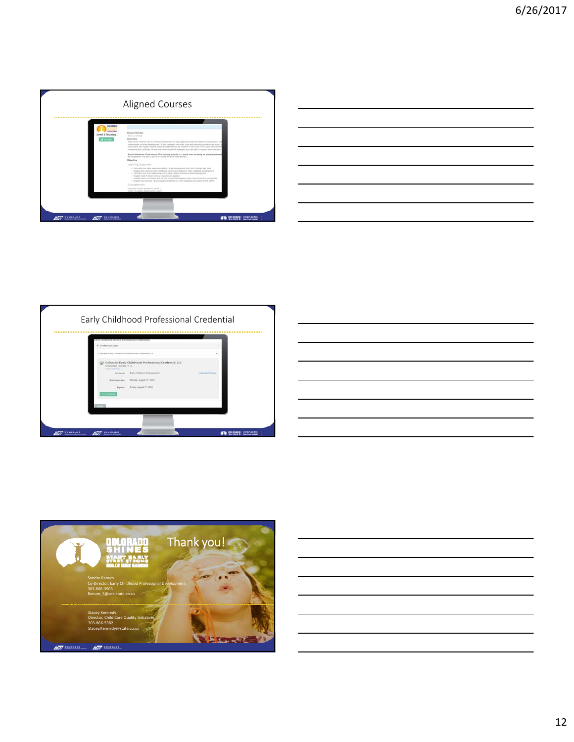## Aligned Courses

## Early Childhood Professional Credential

## Thank you!

Sondra Ranum
Co-Director, Early Childhood Professional Development
303-866-3903
Ranum_S@cde.state.co.us

Stacey Kennedy
Director, Child Care Quality Initiatives
303-866-5382
Stacey.Kennedy@state.co.us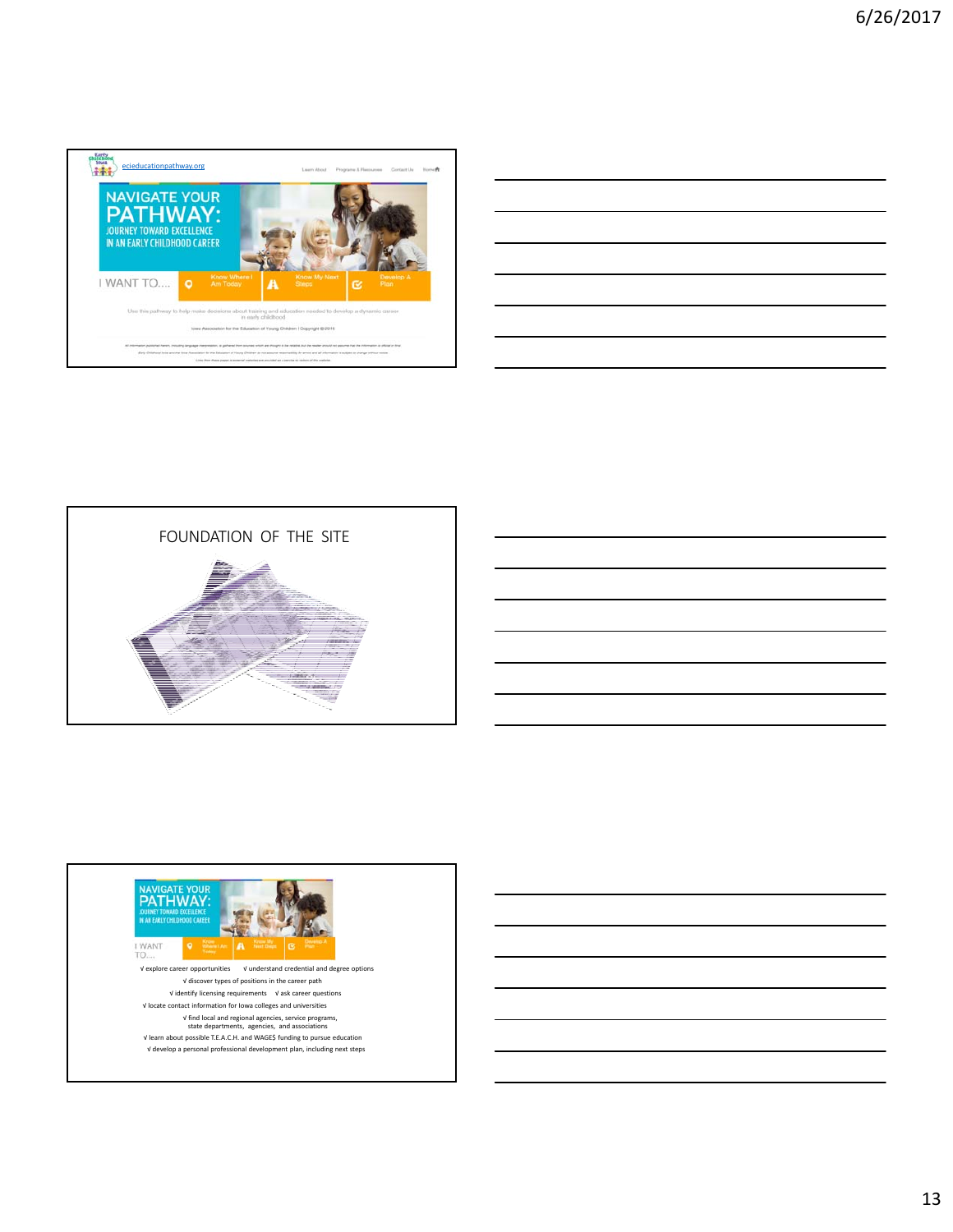ecieducationpathway.org

Learn About Programs & Resources Contact Us Home

# NAVIGATE YOUR PATHWAY:

JOURNEY TOWARD EXCELLENCE IN AN EARLY CHILDHOOD CAREER

I WANT TO.... Know Where I Am Today | Know My Next Steps | Develop A Plan

Use this pathway to help make decisions about training and education needed to develop a dynamic career in early childhood

Iowa Association for the Education of Young Children | Copyright ©2015

---

# FOUNDATION OF THE SITE

---

# NAVIGATE YOUR PATHWAY:

JOURNEY TOWARD EXCELLENCE IN AN EARLY CHILDHOOD CAREER

I WANT TO.... Know Where I Am Today | Know My Next Steps | Develop A Plan

√ explore career opportunities √ understand credential and degree options

√ discover types of positions in the career path

√ identify licensing requirements √ ask career questions

√ locate contact information for Iowa colleges and universities

√ find local and regional agencies, service programs, state departments, agencies, and associations

√ learn about possible T.E.A.C.H. and WAGE$ funding to pursue education

√ develop a personal professional development plan, including next steps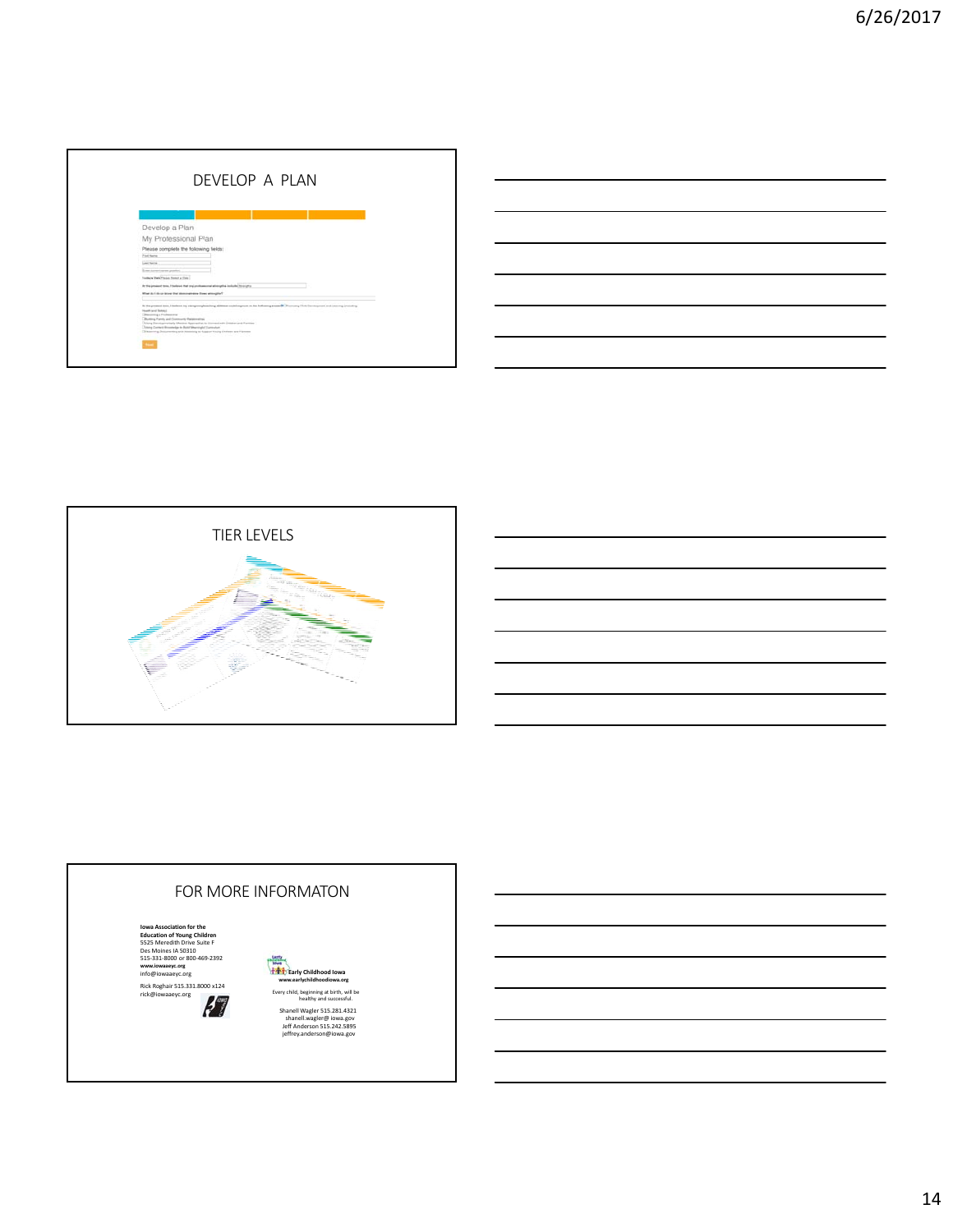## DEVELOP A PLAN

Develop a Plan

My Professional Plan

Please complete the following fields:

## TIER LEVELS

## FOR MORE INFORMATON

**Iowa Association for the Education of Young Children**
5525 Meredith Drive Suite F
Des Moines IA 50310
515-331-8000 or 800-469-2392
**www.iowaaeyc.org**
info@iowaaeyc.org

Rick Roghair 515.331.8000 x124
rick@iowaaeyc.org

**Early Childhood Iowa**
**www.earlychildhoodiowa.org**

Every child, beginning at birth, will be healthy and successful.

Shanell Wagler 515.281.4321
shanell.wagler@ iowa.gov
Jeff Anderson 515.242.5895
jeffrey.anderson@iowa.gov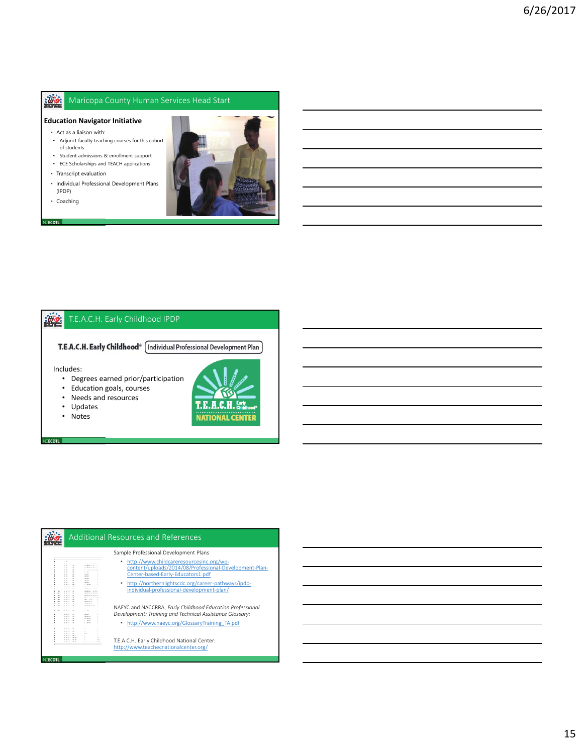## Maricopa County Human Services Head Start

**Education Navigator Initiative**

- Act as a liaison with:
  - Adjunct faculty teaching courses for this cohort of students
  - Student admissions & enrollment support
  - ECE Scholarships and TEACH applications
- Transcript evaluation
- Individual Professional Development Plans (IPDP)
- Coaching

## T.E.A.C.H. Early Childhood IPDP

T.E.A.C.H. Early Childhood® Individual Professional Development Plan

Includes:

- Degrees earned prior/participation
- Education goals, courses
- Needs and resources
- Updates
- Notes

## Additional Resources and References

Sample Professional Development Plans

- http://www.childcareresourcesinc.org/wp-content/uploads/2014/08/Professional-Development-Plan-Center-based-Early-Educators1.pdf
- http://northernlightscdc.org/career-pathways/ipdp-individual-professional-development-plan/

NAEYC and NACCRRA, *Early Childhood Education Professional Development: Training and Technical Assistance Glossary:*

- http://www.naeyc.org/GlossaryTraining_TA.pdf

T.E.A.C.H. Early Childhood National Center: http://www.teachecnationalcenter.org/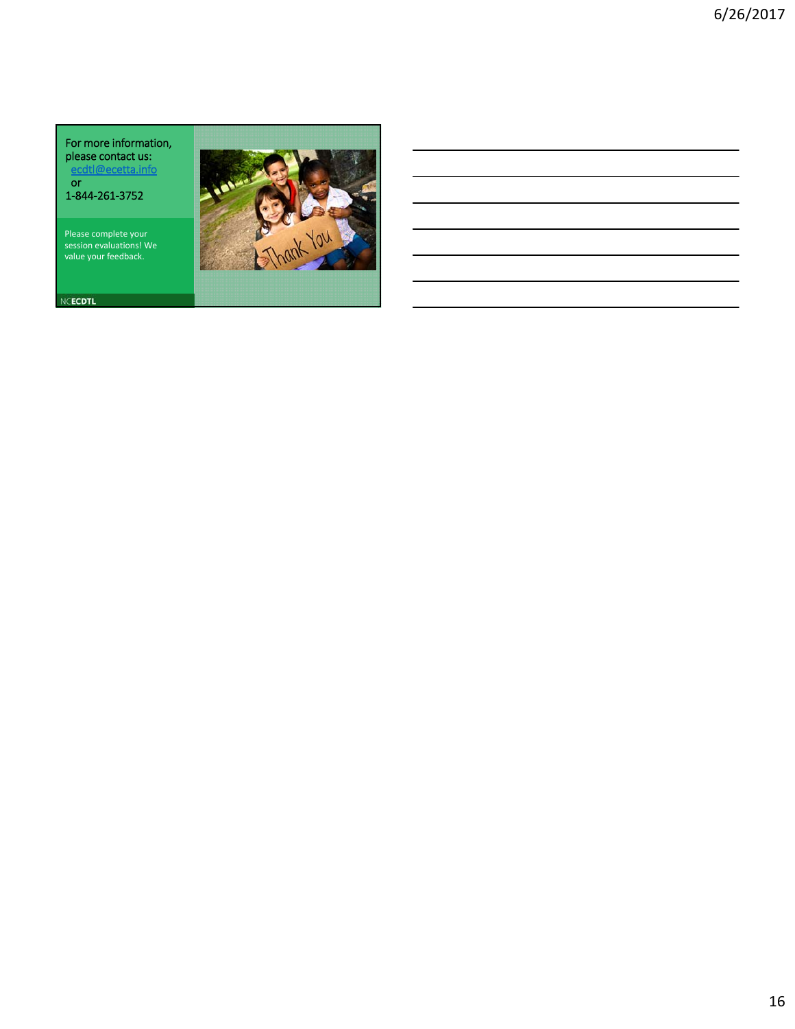For more information, please contact us:
ecdtl@ecetta.info
or
1-844-261-3752

Please complete your session evaluations! We value your feedback.

NCECDTL